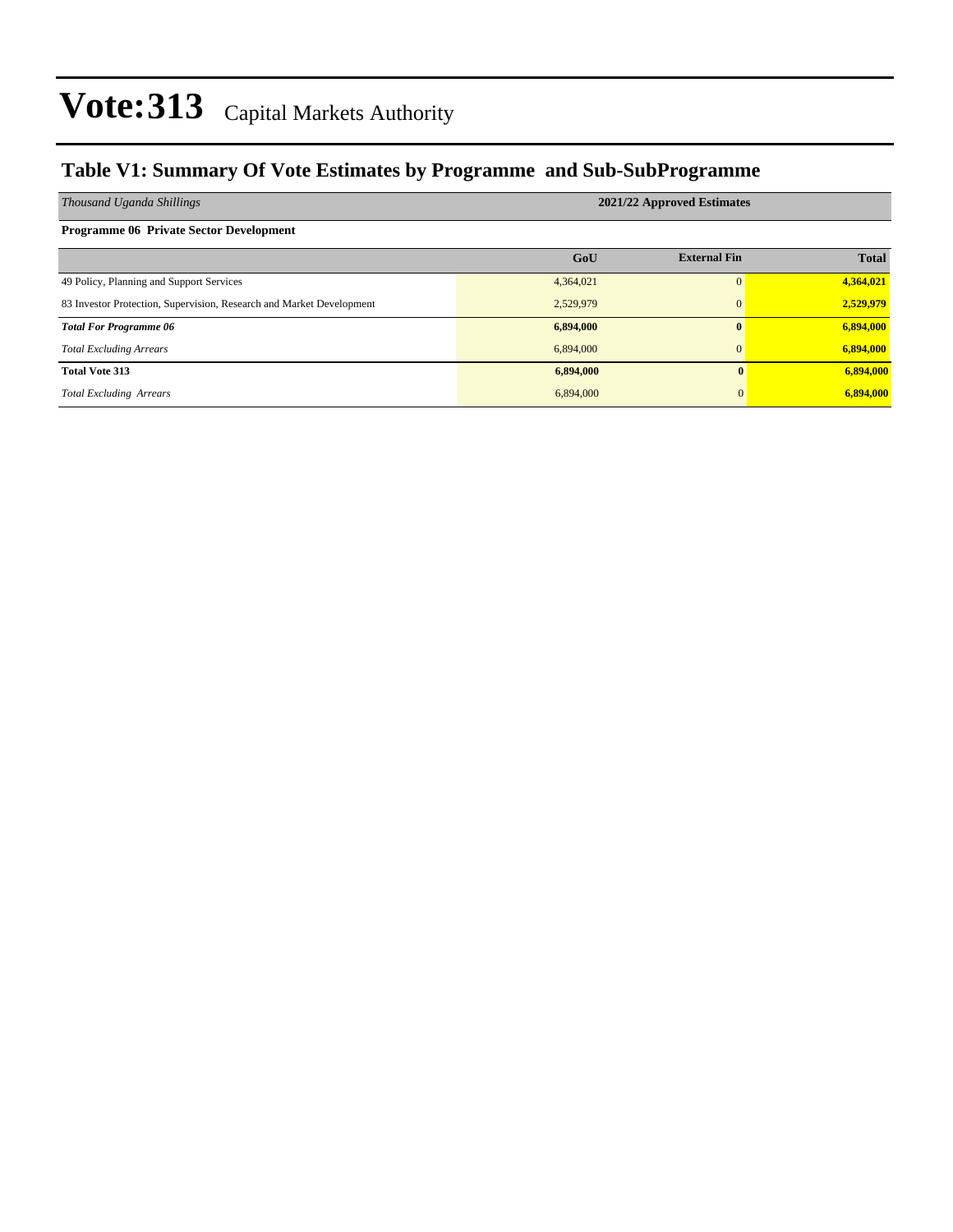# Vote:313 Capital Markets Authority

## Table V1: Summary Of Vote Estimates by Programme and Sub-SubProgramme

| *Thousand Uganda Shillings* | 2021/22 Approved Estimates | | |
|---|---|---|---|
| **Programme 06 Private Sector Development** | | | |
| | **GoU** | **External Fin** | **Total** |
| 49 Policy, Planning and Support Services | 4,364,021 | 0 | **4,364,021** |
| 83 Investor Protection, Supervision, Research and Market Development | 2,529,979 | 0 | **2,529,979** |
| ***Total For Programme 06*** | **6,894,000** | **0** | **6,894,000** |
| *Total Excluding Arrears* | 6,894,000 | 0 | **6,894,000** |
| **Total Vote 313** | **6,894,000** | **0** | **6,894,000** |
| *Total Excluding Arrears* | 6,894,000 | 0 | **6,894,000** |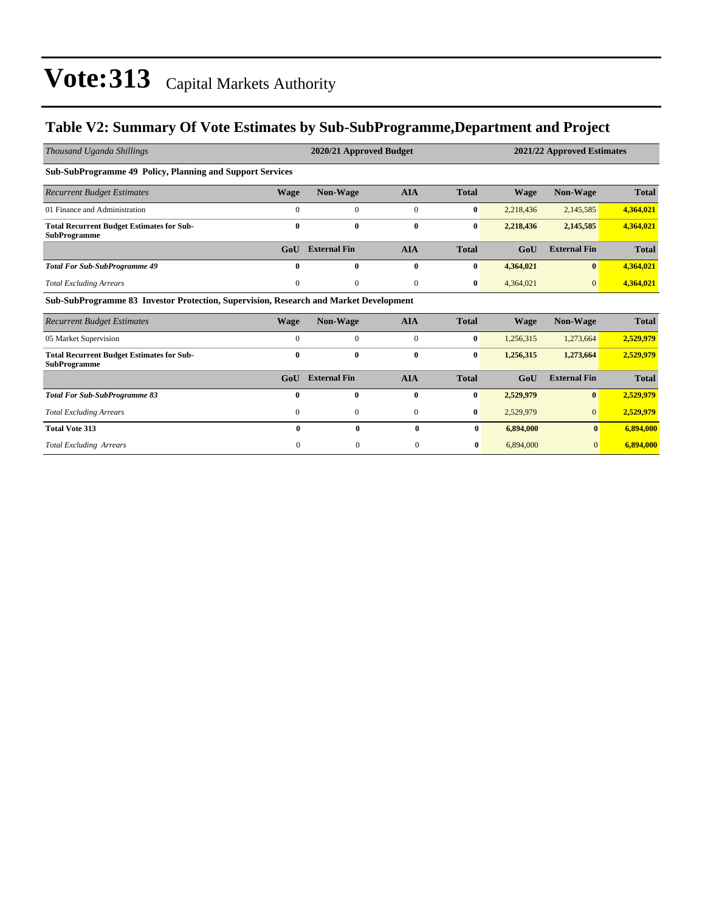# Vote:313 Capital Markets Authority

## Table V2: Summary Of Vote Estimates by Sub-SubProgramme,Department and Project

| *Thousand Uganda Shillings* | 2020/21 Approved Budget | | | | 2021/22 Approved Estimates | | |
|---|---|---|---|---|---|---|---|
| **Sub-SubProgramme 49 Policy, Planning and Support Services** | | | | | | | |
| *Recurrent Budget Estimates* | **Wage** | **Non-Wage** | **AIA** | **Total** | **Wage** | **Non-Wage** | **Total** |
| 01 Finance and Administration | 0 | 0 | 0 | **0** | 2,218,436 | 2,145,585 | **4,364,021** |
| **Total Recurrent Budget Estimates for Sub-SubProgramme** | **0** | **0** | **0** | **0** | **2,218,436** | **2,145,585** | **4,364,021** |
| | **GoU** | **External Fin** | **AIA** | **Total** | **GoU** | **External Fin** | **Total** |
| ***Total For Sub-SubProgramme 49*** | **0** | **0** | **0** | **0** | **4,364,021** | **0** | **4,364,021** |
| *Total Excluding Arrears* | 0 | 0 | 0 | **0** | 4,364,021 | 0 | **4,364,021** |
| **Sub-SubProgramme 83 Investor Protection, Supervision, Research and Market Development** | | | | | | | |
| *Recurrent Budget Estimates* | **Wage** | **Non-Wage** | **AIA** | **Total** | **Wage** | **Non-Wage** | **Total** |
| 05 Market Supervision | 0 | 0 | 0 | **0** | 1,256,315 | 1,273,664 | **2,529,979** |
| **Total Recurrent Budget Estimates for Sub-SubProgramme** | **0** | **0** | **0** | **0** | **1,256,315** | **1,273,664** | **2,529,979** |
| | **GoU** | **External Fin** | **AIA** | **Total** | **GoU** | **External Fin** | **Total** |
| ***Total For Sub-SubProgramme 83*** | **0** | **0** | **0** | **0** | **2,529,979** | **0** | **2,529,979** |
| *Total Excluding Arrears* | 0 | 0 | 0 | **0** | 2,529,979 | 0 | **2,529,979** |
| **Total Vote 313** | **0** | **0** | **0** | **0** | **6,894,000** | **0** | **6,894,000** |
| *Total Excluding Arrears* | 0 | 0 | 0 | **0** | 6,894,000 | 0 | **6,894,000** |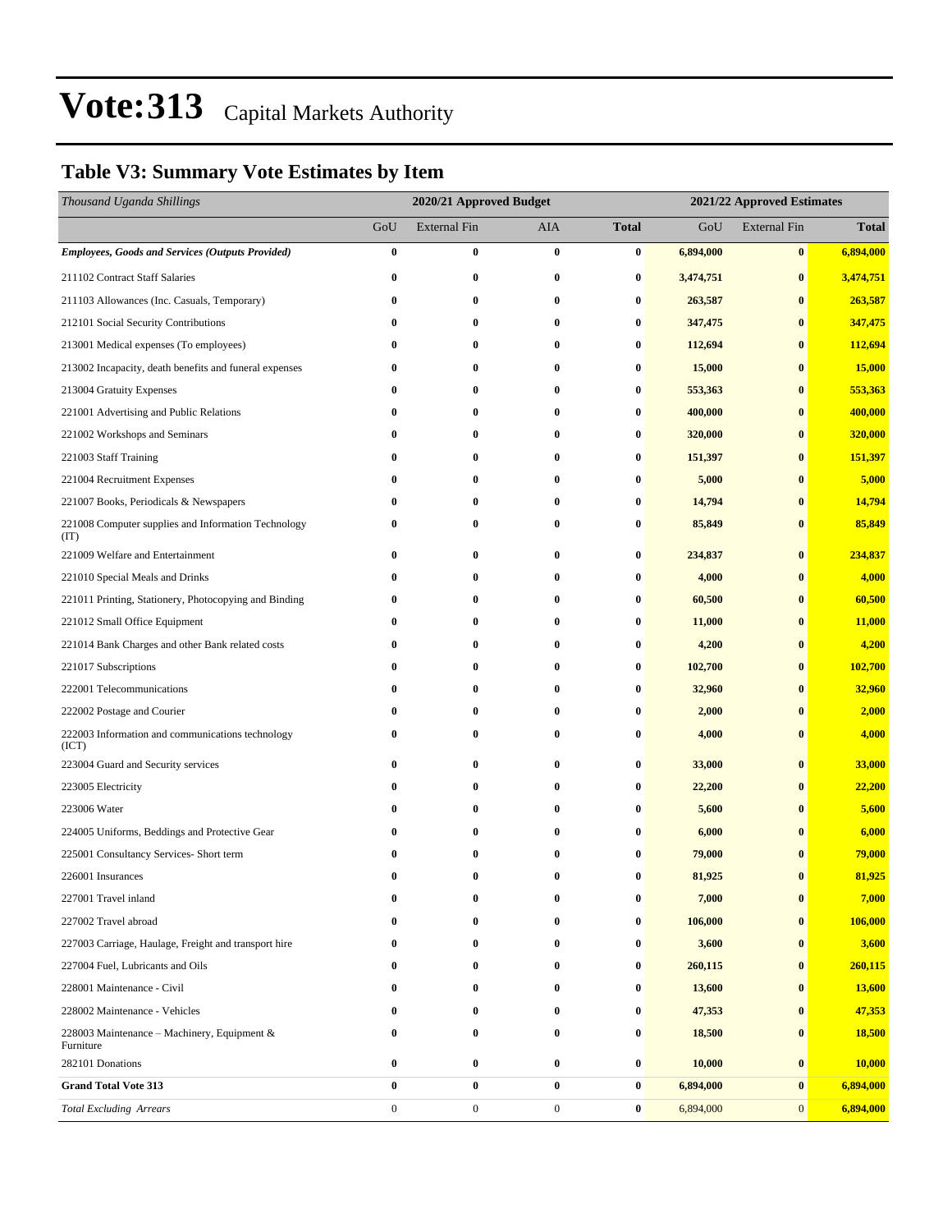# Vote:313 Capital Markets Authority

## Table V3: Summary Vote Estimates by Item

| *Thousand Uganda Shillings* | 2020/21 Approved Budget | | | | 2021/22 Approved Estimates | | |
|---|---|---|---|---|---|---|---|
| | GoU | External Fin | AIA | **Total** | GoU | External Fin | **Total** |
| ***Employees, Goods and Services (Outputs Provided)*** | **0** | **0** | **0** | **0** | **6,894,000** | **0** | **6,894,000** |
| 211102 Contract Staff Salaries | **0** | **0** | **0** | **0** | **3,474,751** | **0** | **3,474,751** |
| 211103 Allowances (Inc. Casuals, Temporary) | **0** | **0** | **0** | **0** | **263,587** | **0** | **263,587** |
| 212101 Social Security Contributions | **0** | **0** | **0** | **0** | **347,475** | **0** | **347,475** |
| 213001 Medical expenses (To employees) | **0** | **0** | **0** | **0** | **112,694** | **0** | **112,694** |
| 213002 Incapacity, death benefits and funeral expenses | **0** | **0** | **0** | **0** | **15,000** | **0** | **15,000** |
| 213004 Gratuity Expenses | **0** | **0** | **0** | **0** | **553,363** | **0** | **553,363** |
| 221001 Advertising and Public Relations | **0** | **0** | **0** | **0** | **400,000** | **0** | **400,000** |
| 221002 Workshops and Seminars | **0** | **0** | **0** | **0** | **320,000** | **0** | **320,000** |
| 221003 Staff Training | **0** | **0** | **0** | **0** | **151,397** | **0** | **151,397** |
| 221004 Recruitment Expenses | **0** | **0** | **0** | **0** | **5,000** | **0** | **5,000** |
| 221007 Books, Periodicals & Newspapers | **0** | **0** | **0** | **0** | **14,794** | **0** | **14,794** |
| 221008 Computer supplies and Information Technology (IT) | **0** | **0** | **0** | **0** | **85,849** | **0** | **85,849** |
| 221009 Welfare and Entertainment | **0** | **0** | **0** | **0** | **234,837** | **0** | **234,837** |
| 221010 Special Meals and Drinks | **0** | **0** | **0** | **0** | **4,000** | **0** | **4,000** |
| 221011 Printing, Stationery, Photocopying and Binding | **0** | **0** | **0** | **0** | **60,500** | **0** | **60,500** |
| 221012 Small Office Equipment | **0** | **0** | **0** | **0** | **11,000** | **0** | **11,000** |
| 221014 Bank Charges and other Bank related costs | **0** | **0** | **0** | **0** | **4,200** | **0** | **4,200** |
| 221017 Subscriptions | **0** | **0** | **0** | **0** | **102,700** | **0** | **102,700** |
| 222001 Telecommunications | **0** | **0** | **0** | **0** | **32,960** | **0** | **32,960** |
| 222002 Postage and Courier | **0** | **0** | **0** | **0** | **2,000** | **0** | **2,000** |
| 222003 Information and communications technology (ICT) | **0** | **0** | **0** | **0** | **4,000** | **0** | **4,000** |
| 223004 Guard and Security services | **0** | **0** | **0** | **0** | **33,000** | **0** | **33,000** |
| 223005 Electricity | **0** | **0** | **0** | **0** | **22,200** | **0** | **22,200** |
| 223006 Water | **0** | **0** | **0** | **0** | **5,600** | **0** | **5,600** |
| 224005 Uniforms, Beddings and Protective Gear | **0** | **0** | **0** | **0** | **6,000** | **0** | **6,000** |
| 225001 Consultancy Services- Short term | **0** | **0** | **0** | **0** | **79,000** | **0** | **79,000** |
| 226001 Insurances | **0** | **0** | **0** | **0** | **81,925** | **0** | **81,925** |
| 227001 Travel inland | **0** | **0** | **0** | **0** | **7,000** | **0** | **7,000** |
| 227002 Travel abroad | **0** | **0** | **0** | **0** | **106,000** | **0** | **106,000** |
| 227003 Carriage, Haulage, Freight and transport hire | **0** | **0** | **0** | **0** | **3,600** | **0** | **3,600** |
| 227004 Fuel, Lubricants and Oils | **0** | **0** | **0** | **0** | **260,115** | **0** | **260,115** |
| 228001 Maintenance - Civil | **0** | **0** | **0** | **0** | **13,600** | **0** | **13,600** |
| 228002 Maintenance - Vehicles | **0** | **0** | **0** | **0** | **47,353** | **0** | **47,353** |
| 228003 Maintenance – Machinery, Equipment & Furniture | **0** | **0** | **0** | **0** | **18,500** | **0** | **18,500** |
| 282101 Donations | **0** | **0** | **0** | **0** | **10,000** | **0** | **10,000** |
| **Grand Total Vote 313** | **0** | **0** | **0** | **0** | **6,894,000** | **0** | **6,894,000** |
| *Total Excluding Arrears* | 0 | 0 | 0 | **0** | 6,894,000 | 0 | **6,894,000** |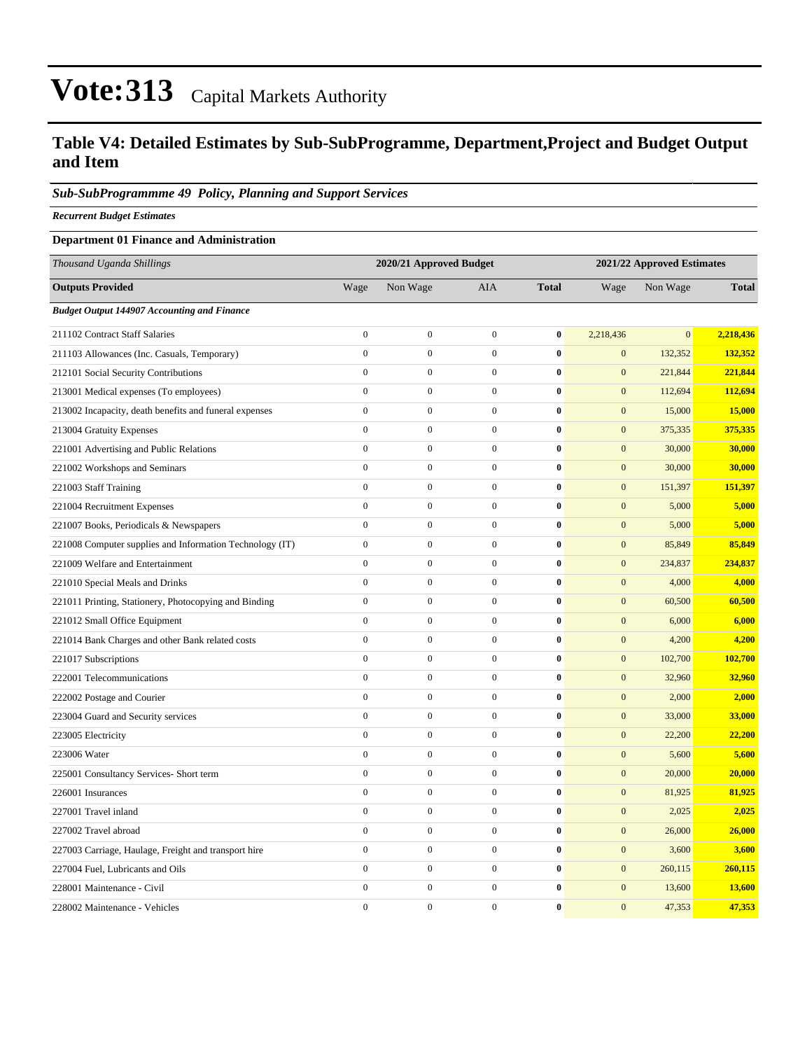# Vote:313 Capital Markets Authority

## Table V4: Detailed Estimates by Sub-SubProgramme, Department,Project and Budget Output and Item

### *Sub-SubProgrammme 49 Policy, Planning and Support Services*

***Recurrent Budget Estimates***

**Department 01 Finance and Administration**

| *Thousand Uganda Shillings* | 2020/21 Approved Budget | | | | 2021/22 Approved Estimates | | |
|---|---|---|---|---|---|---|---|
| **Outputs Provided** | Wage | Non Wage | AIA | **Total** | Wage | Non Wage | **Total** |
| ***Budget Output 144907 Accounting and Finance*** | | | | | | | |
| 211102 Contract Staff Salaries | 0 | 0 | 0 | **0** | 2,218,436 | 0 | **2,218,436** |
| 211103 Allowances (Inc. Casuals, Temporary) | 0 | 0 | 0 | **0** | 0 | 132,352 | **132,352** |
| 212101 Social Security Contributions | 0 | 0 | 0 | **0** | 0 | 221,844 | **221,844** |
| 213001 Medical expenses (To employees) | 0 | 0 | 0 | **0** | 0 | 112,694 | **112,694** |
| 213002 Incapacity, death benefits and funeral expenses | 0 | 0 | 0 | **0** | 0 | 15,000 | **15,000** |
| 213004 Gratuity Expenses | 0 | 0 | 0 | **0** | 0 | 375,335 | **375,335** |
| 221001 Advertising and Public Relations | 0 | 0 | 0 | **0** | 0 | 30,000 | **30,000** |
| 221002 Workshops and Seminars | 0 | 0 | 0 | **0** | 0 | 30,000 | **30,000** |
| 221003 Staff Training | 0 | 0 | 0 | **0** | 0 | 151,397 | **151,397** |
| 221004 Recruitment Expenses | 0 | 0 | 0 | **0** | 0 | 5,000 | **5,000** |
| 221007 Books, Periodicals & Newspapers | 0 | 0 | 0 | **0** | 0 | 5,000 | **5,000** |
| 221008 Computer supplies and Information Technology (IT) | 0 | 0 | 0 | **0** | 0 | 85,849 | **85,849** |
| 221009 Welfare and Entertainment | 0 | 0 | 0 | **0** | 0 | 234,837 | **234,837** |
| 221010 Special Meals and Drinks | 0 | 0 | 0 | **0** | 0 | 4,000 | **4,000** |
| 221011 Printing, Stationery, Photocopying and Binding | 0 | 0 | 0 | **0** | 0 | 60,500 | **60,500** |
| 221012 Small Office Equipment | 0 | 0 | 0 | **0** | 0 | 6,000 | **6,000** |
| 221014 Bank Charges and other Bank related costs | 0 | 0 | 0 | **0** | 0 | 4,200 | **4,200** |
| 221017 Subscriptions | 0 | 0 | 0 | **0** | 0 | 102,700 | **102,700** |
| 222001 Telecommunications | 0 | 0 | 0 | **0** | 0 | 32,960 | **32,960** |
| 222002 Postage and Courier | 0 | 0 | 0 | **0** | 0 | 2,000 | **2,000** |
| 223004 Guard and Security services | 0 | 0 | 0 | **0** | 0 | 33,000 | **33,000** |
| 223005 Electricity | 0 | 0 | 0 | **0** | 0 | 22,200 | **22,200** |
| 223006 Water | 0 | 0 | 0 | **0** | 0 | 5,600 | **5,600** |
| 225001 Consultancy Services- Short term | 0 | 0 | 0 | **0** | 0 | 20,000 | **20,000** |
| 226001 Insurances | 0 | 0 | 0 | **0** | 0 | 81,925 | **81,925** |
| 227001 Travel inland | 0 | 0 | 0 | **0** | 0 | 2,025 | **2,025** |
| 227002 Travel abroad | 0 | 0 | 0 | **0** | 0 | 26,000 | **26,000** |
| 227003 Carriage, Haulage, Freight and transport hire | 0 | 0 | 0 | **0** | 0 | 3,600 | **3,600** |
| 227004 Fuel, Lubricants and Oils | 0 | 0 | 0 | **0** | 0 | 260,115 | **260,115** |
| 228001 Maintenance - Civil | 0 | 0 | 0 | **0** | 0 | 13,600 | **13,600** |
| 228002 Maintenance - Vehicles | 0 | 0 | 0 | **0** | 0 | 47,353 | **47,353** |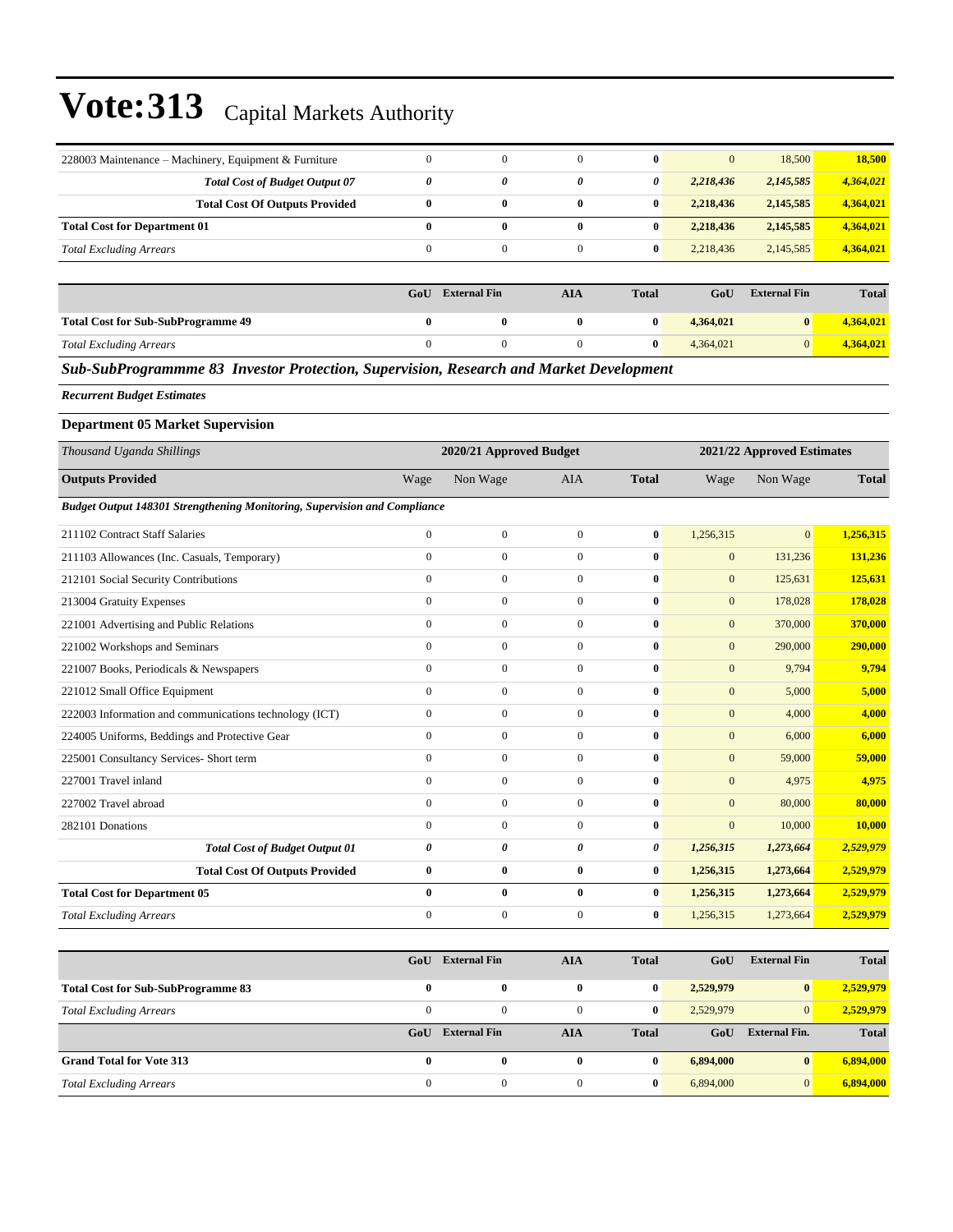# Vote:313 Capital Markets Authority

| | | | | | | | |
|---|---|---|---|---|---|---|---|
| 228003 Maintenance – Machinery, Equipment & Furniture | 0 | 0 | 0 | **0** | 0 | 18,500 | **18,500** |
| ***Total Cost of Budget Output 07*** | ***0*** | ***0*** | ***0*** | ***0*** | ***2,218,436*** | ***2,145,585*** | ***4,364,021*** |
| **Total Cost Of Outputs Provided** | **0** | **0** | **0** | **0** | **2,218,436** | **2,145,585** | **4,364,021** |
| **Total Cost for Department 01** | **0** | **0** | **0** | **0** | **2,218,436** | **2,145,585** | **4,364,021** |
| *Total Excluding Arrears* | 0 | 0 | 0 | **0** | 2,218,436 | 2,145,585 | **4,364,021** |

| | GoU | External Fin | AIA | Total | GoU | External Fin | Total |
|---|---|---|---|---|---|---|---|
| **Total Cost for Sub-SubProgramme 49** | **0** | **0** | **0** | **0** | **4,364,021** | **0** | **4,364,021** |
| *Total Excluding Arrears* | 0 | 0 | 0 | **0** | 4,364,021 | 0 | **4,364,021** |

## *Sub-SubProgrammme 83 Investor Protection, Supervision, Research and Market Development*

***Recurrent Budget Estimates***

### Department 05 Market Supervision

| *Thousand Uganda Shillings* | 2020/21 Approved Budget | | | | 2021/22 Approved Estimates | | |
|---|---|---|---|---|---|---|---|
| **Outputs Provided** | Wage | Non Wage | AIA | **Total** | Wage | Non Wage | **Total** |
| ***Budget Output 148301 Strengthening Monitoring, Supervision and Compliance*** | | | | | | | |
| 211102 Contract Staff Salaries | 0 | 0 | 0 | **0** | 1,256,315 | 0 | **1,256,315** |
| 211103 Allowances (Inc. Casuals, Temporary) | 0 | 0 | 0 | **0** | 0 | 131,236 | **131,236** |
| 212101 Social Security Contributions | 0 | 0 | 0 | **0** | 0 | 125,631 | **125,631** |
| 213004 Gratuity Expenses | 0 | 0 | 0 | **0** | 0 | 178,028 | **178,028** |
| 221001 Advertising and Public Relations | 0 | 0 | 0 | **0** | 0 | 370,000 | **370,000** |
| 221002 Workshops and Seminars | 0 | 0 | 0 | **0** | 0 | 290,000 | **290,000** |
| 221007 Books, Periodicals & Newspapers | 0 | 0 | 0 | **0** | 0 | 9,794 | **9,794** |
| 221012 Small Office Equipment | 0 | 0 | 0 | **0** | 0 | 5,000 | **5,000** |
| 222003 Information and communications technology (ICT) | 0 | 0 | 0 | **0** | 0 | 4,000 | **4,000** |
| 224005 Uniforms, Beddings and Protective Gear | 0 | 0 | 0 | **0** | 0 | 6,000 | **6,000** |
| 225001 Consultancy Services- Short term | 0 | 0 | 0 | **0** | 0 | 59,000 | **59,000** |
| 227001 Travel inland | 0 | 0 | 0 | **0** | 0 | 4,975 | **4,975** |
| 227002 Travel abroad | 0 | 0 | 0 | **0** | 0 | 80,000 | **80,000** |
| 282101 Donations | 0 | 0 | 0 | **0** | 0 | 10,000 | **10,000** |
| ***Total Cost of Budget Output 01*** | ***0*** | ***0*** | ***0*** | ***0*** | ***1,256,315*** | ***1,273,664*** | ***2,529,979*** |
| **Total Cost Of Outputs Provided** | **0** | **0** | **0** | **0** | **1,256,315** | **1,273,664** | **2,529,979** |
| **Total Cost for Department 05** | **0** | **0** | **0** | **0** | **1,256,315** | **1,273,664** | **2,529,979** |
| *Total Excluding Arrears* | 0 | 0 | 0 | **0** | 1,256,315 | 1,273,664 | **2,529,979** |

| | GoU | External Fin | AIA | Total | GoU | External Fin | Total |
|---|---|---|---|---|---|---|---|
| **Total Cost for Sub-SubProgramme 83** | **0** | **0** | **0** | **0** | **2,529,979** | **0** | **2,529,979** |
| *Total Excluding Arrears* | 0 | 0 | 0 | **0** | 2,529,979 | 0 | **2,529,979** |
| | **GoU** | **External Fin** | **AIA** | **Total** | **GoU** | **External Fin.** | **Total** |
| **Grand Total for Vote 313** | **0** | **0** | **0** | **0** | **6,894,000** | **0** | **6,894,000** |
| *Total Excluding Arrears* | 0 | 0 | 0 | **0** | 6,894,000 | 0 | **6,894,000** |